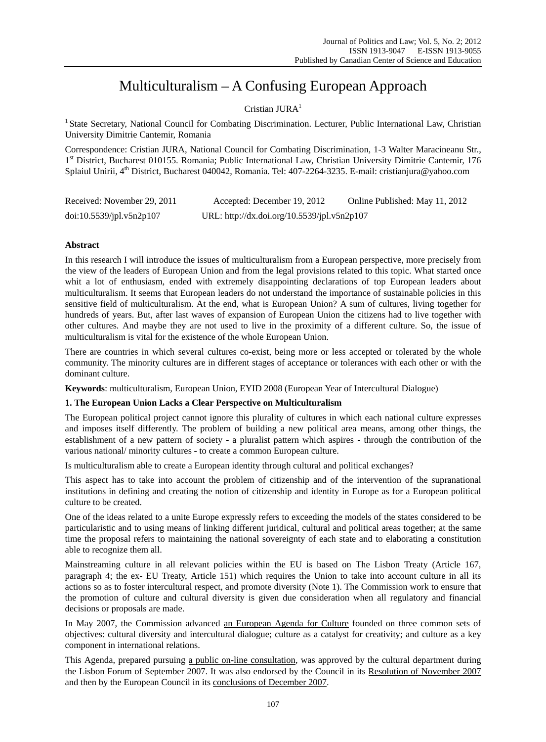# Multiculturalism – A Confusing European Approach

Cristian JURA[1]

[1] State Secretary, National Council for Combating Discrimination. Lecturer, Public International Law, Christian University Dimitrie Cantemir, Romania

Correspondence: Cristian JURA, National Council for Combating Discrimination, 1-3 Walter Maracineanu Str., 1st District, Bucharest 010155. Romania; Public International Law, Christian University Dimitrie Cantemir, 176 Splaiul Unirii, 4th District, Bucharest 040042, Romania. Tel: 407-2264-3235. E-mail: cristianjura@yahoo.com

Received: November 29, 2011 Accepted: December 19, 2012 Online Published: May 11, 2012

doi:10.5539/jpl.v5n2p107 URL: http://dx.doi.org/10.5539/jpl.v5n2p107

**Abstract**

In this research I will introduce the issues of multiculturalism from a European perspective, more precisely from the view of the leaders of European Union and from the legal provisions related to this topic. What started once whit a lot of enthusiasm, ended with extremely disappointing declarations of top European leaders about multiculturalism. It seems that European leaders do not understand the importance of sustainable policies in this sensitive field of multiculturalism. At the end, what is European Union? A sum of cultures, living together for hundreds of years. But, after last waves of expansion of European Union the citizens had to live together with other cultures. And maybe they are not used to live in the proximity of a different culture. So, the issue of multiculturalism is vital for the existence of the whole European Union.

There are countries in which several cultures co-exist, being more or less accepted or tolerated by the whole community. The minority cultures are in different stages of acceptance or tolerances with each other or with the dominant culture.

**Keywords**: multiculturalism, European Union, EYID 2008 (European Year of Intercultural Dialogue)

## 1. The European Union Lacks a Clear Perspective on Multiculturalism

The European political project cannot ignore this plurality of cultures in which each national culture expresses and imposes itself differently. The problem of building a new political area means, among other things, the establishment of a new pattern of society - a pluralist pattern which aspires - through the contribution of the various national/ minority cultures - to create a common European culture.

Is multiculturalism able to create a European identity through cultural and political exchanges?

This aspect has to take into account the problem of citizenship and of the intervention of the supranational institutions in defining and creating the notion of citizenship and identity in Europe as for a European political culture to be created.

One of the ideas related to a unite Europe expressly refers to exceeding the models of the states considered to be particularistic and to using means of linking different juridical, cultural and political areas together; at the same time the proposal refers to maintaining the national sovereignty of each state and to elaborating a constitution able to recognize them all.

Mainstreaming culture in all relevant policies within the EU is based on The Lisbon Treaty (Article 167, paragraph 4; the ex- EU Treaty, Article 151) which requires the Union to take into account culture in all its actions so as to foster intercultural respect, and promote diversity (Note 1). The Commission work to ensure that the promotion of culture and cultural diversity is given due consideration when all regulatory and financial decisions or proposals are made.

In May 2007, the Commission advanced an European Agenda for Culture founded on three common sets of objectives: cultural diversity and intercultural dialogue; culture as a catalyst for creativity; and culture as a key component in international relations.

This Agenda, prepared pursuing a public on-line consultation, was approved by the cultural department during the Lisbon Forum of September 2007. It was also endorsed by the Council in its Resolution of November 2007 and then by the European Council in its conclusions of December 2007.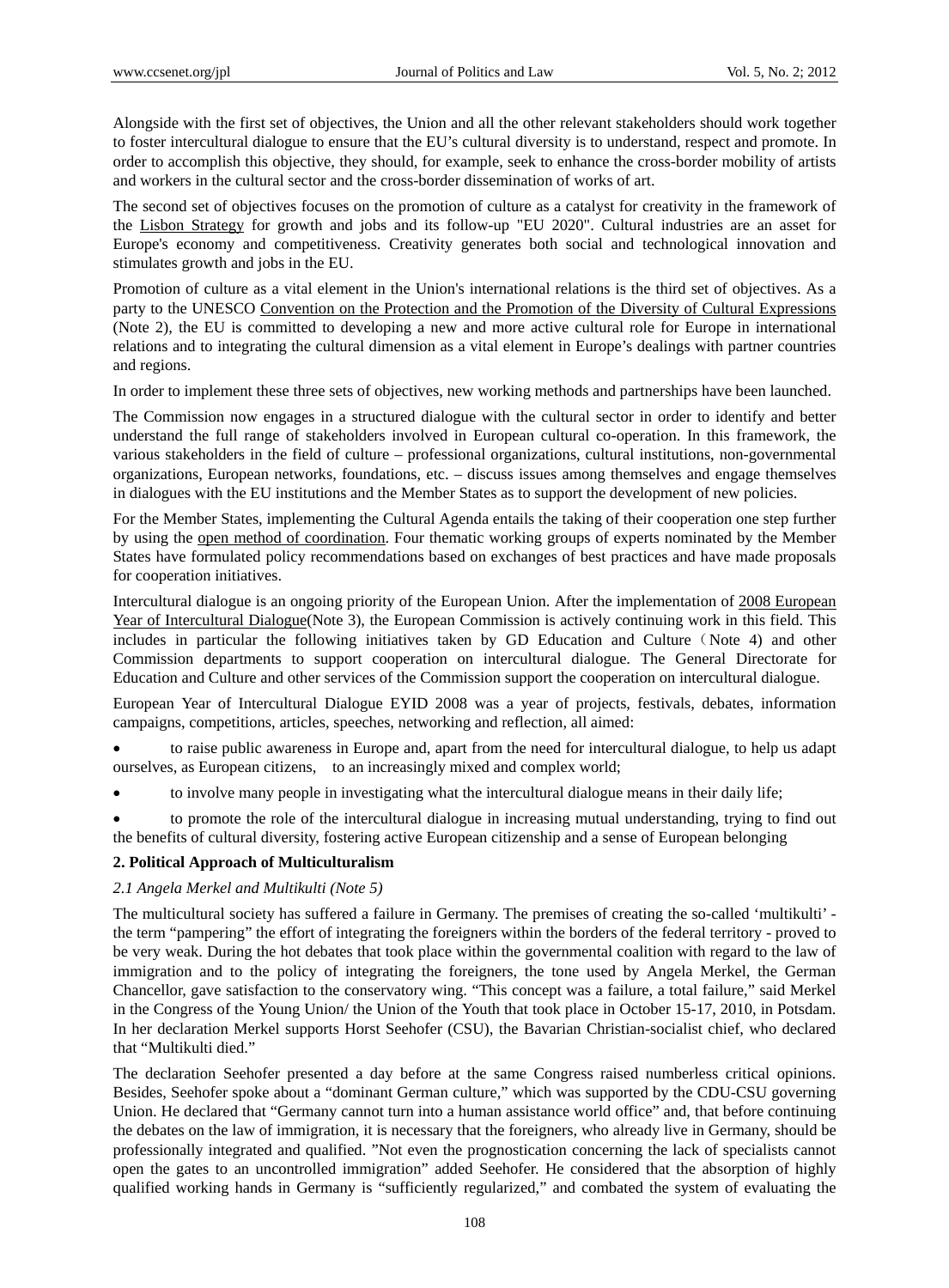Alongside with the first set of objectives, the Union and all the other relevant stakeholders should work together to foster intercultural dialogue to ensure that the EU's cultural diversity is to understand, respect and promote. In order to accomplish this objective, they should, for example, seek to enhance the cross-border mobility of artists and workers in the cultural sector and the cross-border dissemination of works of art.

The second set of objectives focuses on the promotion of culture as a catalyst for creativity in the framework of the Lisbon Strategy for growth and jobs and its follow-up "EU 2020". Cultural industries are an asset for Europe's economy and competitiveness. Creativity generates both social and technological innovation and stimulates growth and jobs in the EU.

Promotion of culture as a vital element in the Union's international relations is the third set of objectives. As a party to the UNESCO Convention on the Protection and the Promotion of the Diversity of Cultural Expressions (Note 2), the EU is committed to developing a new and more active cultural role for Europe in international relations and to integrating the cultural dimension as a vital element in Europe's dealings with partner countries and regions.

In order to implement these three sets of objectives, new working methods and partnerships have been launched.

The Commission now engages in a structured dialogue with the cultural sector in order to identify and better understand the full range of stakeholders involved in European cultural co-operation. In this framework, the various stakeholders in the field of culture – professional organizations, cultural institutions, non-governmental organizations, European networks, foundations, etc. – discuss issues among themselves and engage themselves in dialogues with the EU institutions and the Member States as to support the development of new policies.

For the Member States, implementing the Cultural Agenda entails the taking of their cooperation one step further by using the open method of coordination. Four thematic working groups of experts nominated by the Member States have formulated policy recommendations based on exchanges of best practices and have made proposals for cooperation initiatives.

Intercultural dialogue is an ongoing priority of the European Union. After the implementation of 2008 European Year of Intercultural Dialogue(Note 3), the European Commission is actively continuing work in this field. This includes in particular the following initiatives taken by GD Education and Culture（Note 4) and other Commission departments to support cooperation on intercultural dialogue. The General Directorate for Education and Culture and other services of the Commission support the cooperation on intercultural dialogue.

European Year of Intercultural Dialogue EYID 2008 was a year of projects, festivals, debates, information campaigns, competitions, articles, speeches, networking and reflection, all aimed:

- to raise public awareness in Europe and, apart from the need for intercultural dialogue, to help us adapt ourselves, as European citizens, to an increasingly mixed and complex world;
- to involve many people in investigating what the intercultural dialogue means in their daily life;
- to promote the role of the intercultural dialogue in increasing mutual understanding, trying to find out the benefits of cultural diversity, fostering active European citizenship and a sense of European belonging

## 2. Political Approach of Multiculturalism

### *2.1 Angela Merkel and Multikulti (Note 5)*

The multicultural society has suffered a failure in Germany. The premises of creating the so-called 'multikulti' - the term "pampering" the effort of integrating the foreigners within the borders of the federal territory - proved to be very weak. During the hot debates that took place within the governmental coalition with regard to the law of immigration and to the policy of integrating the foreigners, the tone used by Angela Merkel, the German Chancellor, gave satisfaction to the conservatory wing. "This concept was a failure, a total failure," said Merkel in the Congress of the Young Union/ the Union of the Youth that took place in October 15-17, 2010, in Potsdam. In her declaration Merkel supports Horst Seehofer (CSU), the Bavarian Christian-socialist chief, who declared that "Multikulti died."

The declaration Seehofer presented a day before at the same Congress raised numberless critical opinions. Besides, Seehofer spoke about a "dominant German culture," which was supported by the CDU-CSU governing Union. He declared that "Germany cannot turn into a human assistance world office" and, that before continuing the debates on the law of immigration, it is necessary that the foreigners, who already live in Germany, should be professionally integrated and qualified. "Not even the prognostication concerning the lack of specialists cannot open the gates to an uncontrolled immigration" added Seehofer. He considered that the absorption of highly qualified working hands in Germany is "sufficiently regularized," and combated the system of evaluating the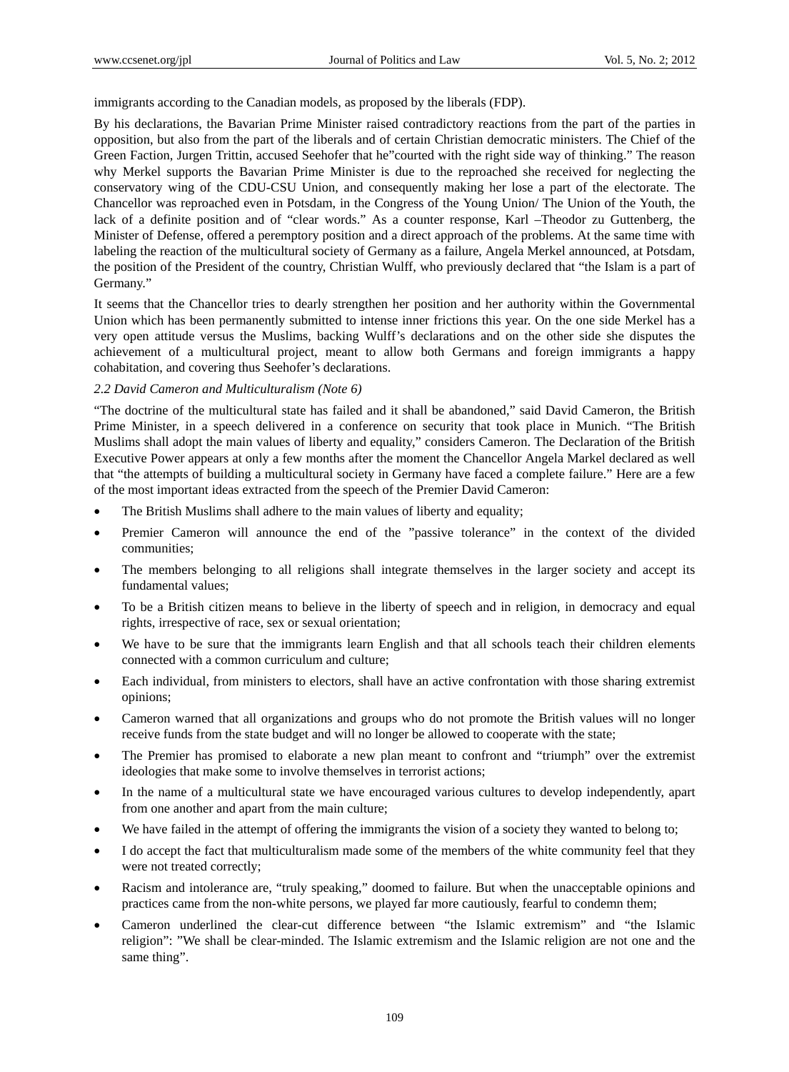immigrants according to the Canadian models, as proposed by the liberals (FDP).

By his declarations, the Bavarian Prime Minister raised contradictory reactions from the part of the parties in opposition, but also from the part of the liberals and of certain Christian democratic ministers. The Chief of the Green Faction, Jurgen Trittin, accused Seehofer that he"courted with the right side way of thinking." The reason why Merkel supports the Bavarian Prime Minister is due to the reproached she received for neglecting the conservatory wing of the CDU-CSU Union, and consequently making her lose a part of the electorate. The Chancellor was reproached even in Potsdam, in the Congress of the Young Union/ The Union of the Youth, the lack of a definite position and of "clear words." As a counter response, Karl –Theodor zu Guttenberg, the Minister of Defense, offered a peremptory position and a direct approach of the problems. At the same time with labeling the reaction of the multicultural society of Germany as a failure, Angela Merkel announced, at Potsdam, the position of the President of the country, Christian Wulff, who previously declared that "the Islam is a part of Germany."

It seems that the Chancellor tries to dearly strengthen her position and her authority within the Governmental Union which has been permanently submitted to intense inner frictions this year. On the one side Merkel has a very open attitude versus the Muslims, backing Wulff's declarations and on the other side she disputes the achievement of a multicultural project, meant to allow both Germans and foreign immigrants a happy cohabitation, and covering thus Seehofer's declarations.

### *2.2 David Cameron and Multiculturalism (Note 6)*

"The doctrine of the multicultural state has failed and it shall be abandoned," said David Cameron, the British Prime Minister, in a speech delivered in a conference on security that took place in Munich. "The British Muslims shall adopt the main values of liberty and equality," considers Cameron. The Declaration of the British Executive Power appears at only a few months after the moment the Chancellor Angela Markel declared as well that "the attempts of building a multicultural society in Germany have faced a complete failure." Here are a few of the most important ideas extracted from the speech of the Premier David Cameron:

- The British Muslims shall adhere to the main values of liberty and equality;
- Premier Cameron will announce the end of the "passive tolerance" in the context of the divided communities;
- The members belonging to all religions shall integrate themselves in the larger society and accept its fundamental values;
- To be a British citizen means to believe in the liberty of speech and in religion, in democracy and equal rights, irrespective of race, sex or sexual orientation;
- We have to be sure that the immigrants learn English and that all schools teach their children elements connected with a common curriculum and culture;
- Each individual, from ministers to electors, shall have an active confrontation with those sharing extremist opinions;
- Cameron warned that all organizations and groups who do not promote the British values will no longer receive funds from the state budget and will no longer be allowed to cooperate with the state;
- The Premier has promised to elaborate a new plan meant to confront and "triumph" over the extremist ideologies that make some to involve themselves in terrorist actions;
- In the name of a multicultural state we have encouraged various cultures to develop independently, apart from one another and apart from the main culture;
- We have failed in the attempt of offering the immigrants the vision of a society they wanted to belong to;
- I do accept the fact that multiculturalism made some of the members of the white community feel that they were not treated correctly;
- Racism and intolerance are, "truly speaking," doomed to failure. But when the unacceptable opinions and practices came from the non-white persons, we played far more cautiously, fearful to condemn them;
- Cameron underlined the clear-cut difference between "the Islamic extremism" and "the Islamic religion": "We shall be clear-minded. The Islamic extremism and the Islamic religion are not one and the same thing".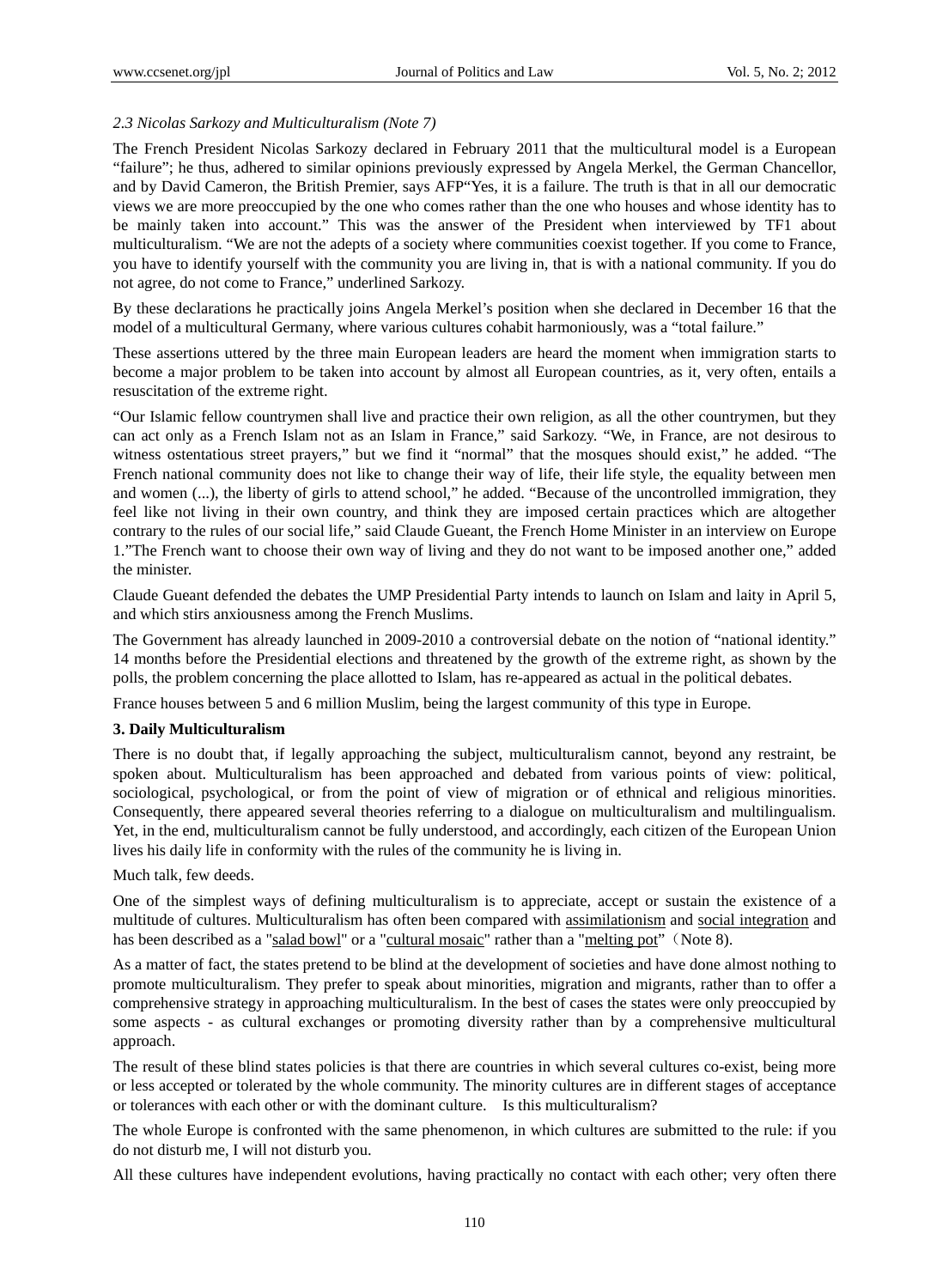*2.3 Nicolas Sarkozy and Multiculturalism (Note 7)*

The French President Nicolas Sarkozy declared in February 2011 that the multicultural model is a European "failure"; he thus, adhered to similar opinions previously expressed by Angela Merkel, the German Chancellor, and by David Cameron, the British Premier, says AFP"Yes, it is a failure. The truth is that in all our democratic views we are more preoccupied by the one who comes rather than the one who houses and whose identity has to be mainly taken into account." This was the answer of the President when interviewed by TF1 about multiculturalism. "We are not the adepts of a society where communities coexist together. If you come to France, you have to identify yourself with the community you are living in, that is with a national community. If you do not agree, do not come to France," underlined Sarkozy.

By these declarations he practically joins Angela Merkel's position when she declared in December 16 that the model of a multicultural Germany, where various cultures cohabit harmoniously, was a "total failure."

These assertions uttered by the three main European leaders are heard the moment when immigration starts to become a major problem to be taken into account by almost all European countries, as it, very often, entails a resuscitation of the extreme right.

"Our Islamic fellow countrymen shall live and practice their own religion, as all the other countrymen, but they can act only as a French Islam not as an Islam in France," said Sarkozy. "We, in France, are not desirous to witness ostentatious street prayers," but we find it "normal" that the mosques should exist," he added. "The French national community does not like to change their way of life, their life style, the equality between men and women (...), the liberty of girls to attend school," he added. "Because of the uncontrolled immigration, they feel like not living in their own country, and think they are imposed certain practices which are altogether contrary to the rules of our social life," said Claude Gueant, the French Home Minister in an interview on Europe 1."The French want to choose their own way of living and they do not want to be imposed another one," added the minister.

Claude Gueant defended the debates the UMP Presidential Party intends to launch on Islam and laity in April 5, and which stirs anxiousness among the French Muslims.

The Government has already launched in 2009-2010 a controversial debate on the notion of "national identity." 14 months before the Presidential elections and threatened by the growth of the extreme right, as shown by the polls, the problem concerning the place allotted to Islam, has re-appeared as actual in the political debates.

France houses between 5 and 6 million Muslim, being the largest community of this type in Europe.

## 3. Daily Multiculturalism

There is no doubt that, if legally approaching the subject, multiculturalism cannot, beyond any restraint, be spoken about. Multiculturalism has been approached and debated from various points of view: political, sociological, psychological, or from the point of view of migration or of ethnical and religious minorities. Consequently, there appeared several theories referring to a dialogue on multiculturalism and multilingualism. Yet, in the end, multiculturalism cannot be fully understood, and accordingly, each citizen of the European Union lives his daily life in conformity with the rules of the community he is living in.

Much talk, few deeds.

One of the simplest ways of defining multiculturalism is to appreciate, accept or sustain the existence of a multitude of cultures. Multiculturalism has often been compared with assimilationism and social integration and has been described as a "salad bowl" or a "cultural mosaic" rather than a "melting pot" (Note 8).

As a matter of fact, the states pretend to be blind at the development of societies and have done almost nothing to promote multiculturalism. They prefer to speak about minorities, migration and migrants, rather than to offer a comprehensive strategy in approaching multiculturalism. In the best of cases the states were only preoccupied by some aspects - as cultural exchanges or promoting diversity rather than by a comprehensive multicultural approach.

The result of these blind states policies is that there are countries in which several cultures co-exist, being more or less accepted or tolerated by the whole community. The minority cultures are in different stages of acceptance or tolerances with each other or with the dominant culture. Is this multiculturalism?

The whole Europe is confronted with the same phenomenon, in which cultures are submitted to the rule: if you do not disturb me, I will not disturb you.

All these cultures have independent evolutions, having practically no contact with each other; very often there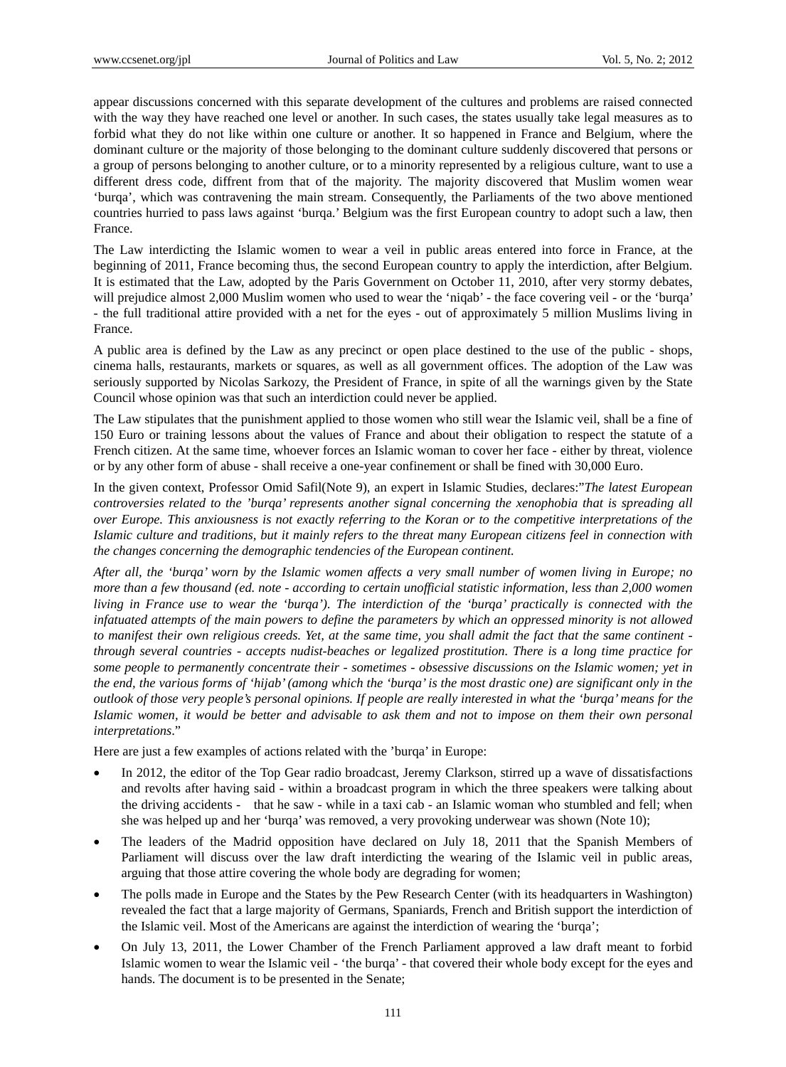appear discussions concerned with this separate development of the cultures and problems are raised connected with the way they have reached one level or another. In such cases, the states usually take legal measures as to forbid what they do not like within one culture or another. It so happened in France and Belgium, where the dominant culture or the majority of those belonging to the dominant culture suddenly discovered that persons or a group of persons belonging to another culture, or to a minority represented by a religious culture, want to use a different dress code, diffrent from that of the majority. The majority discovered that Muslim women wear 'burqa', which was contravening the main stream. Consequently, the Parliaments of the two above mentioned countries hurried to pass laws against 'burqa.' Belgium was the first European country to adopt such a law, then France.

The Law interdicting the Islamic women to wear a veil in public areas entered into force in France, at the beginning of 2011, France becoming thus, the second European country to apply the interdiction, after Belgium. It is estimated that the Law, adopted by the Paris Government on October 11, 2010, after very stormy debates, will prejudice almost 2,000 Muslim women who used to wear the 'niqab' - the face covering veil - or the 'burqa' - the full traditional attire provided with a net for the eyes - out of approximately 5 million Muslims living in France.

A public area is defined by the Law as any precinct or open place destined to the use of the public - shops, cinema halls, restaurants, markets or squares, as well as all government offices. The adoption of the Law was seriously supported by Nicolas Sarkozy, the President of France, in spite of all the warnings given by the State Council whose opinion was that such an interdiction could never be applied.

The Law stipulates that the punishment applied to those women who still wear the Islamic veil, shall be a fine of 150 Euro or training lessons about the values of France and about their obligation to respect the statute of a French citizen. At the same time, whoever forces an Islamic woman to cover her face - either by threat, violence or by any other form of abuse - shall receive a one-year confinement or shall be fined with 30,000 Euro.

In the given context, Professor Omid Safil(Note 9), an expert in Islamic Studies, declares:"*The latest European controversies related to the 'burqa' represents another signal concerning the xenophobia that is spreading all over Europe. This anxiousness is not exactly referring to the Koran or to the competitive interpretations of the Islamic culture and traditions, but it mainly refers to the threat many European citizens feel in connection with the changes concerning the demographic tendencies of the European continent.*

*After all, the 'burqa' worn by the Islamic women affects a very small number of women living in Europe; no more than a few thousand (ed. note - according to certain unofficial statistic information, less than 2,000 women living in France use to wear the 'burqa'). The interdiction of the 'burqa' practically is connected with the infatuated attempts of the main powers to define the parameters by which an oppressed minority is not allowed to manifest their own religious creeds. Yet, at the same time, you shall admit the fact that the same continent - through several countries - accepts nudist-beaches or legalized prostitution. There is a long time practice for some people to permanently concentrate their - sometimes - obsessive discussions on the Islamic women; yet in the end, the various forms of 'hijab' (among which the 'burqa' is the most drastic one) are significant only in the outlook of those very people's personal opinions. If people are really interested in what the 'burqa' means for the Islamic women, it would be better and advisable to ask them and not to impose on them their own personal interpretations*."

Here are just a few examples of actions related with the 'burqa' in Europe:

- In 2012, the editor of the Top Gear radio broadcast, Jeremy Clarkson, stirred up a wave of dissatisfactions and revolts after having said - within a broadcast program in which the three speakers were talking about the driving accidents - that he saw - while in a taxi cab - an Islamic woman who stumbled and fell; when she was helped up and her 'burqa' was removed, a very provoking underwear was shown (Note 10);
- The leaders of the Madrid opposition have declared on July 18, 2011 that the Spanish Members of Parliament will discuss over the law draft interdicting the wearing of the Islamic veil in public areas, arguing that those attire covering the whole body are degrading for women;
- The polls made in Europe and the States by the Pew Research Center (with its headquarters in Washington) revealed the fact that a large majority of Germans, Spaniards, French and British support the interdiction of the Islamic veil. Most of the Americans are against the interdiction of wearing the 'burqa';
- On July 13, 2011, the Lower Chamber of the French Parliament approved a law draft meant to forbid Islamic women to wear the Islamic veil - 'the burqa' - that covered their whole body except for the eyes and hands. The document is to be presented in the Senate;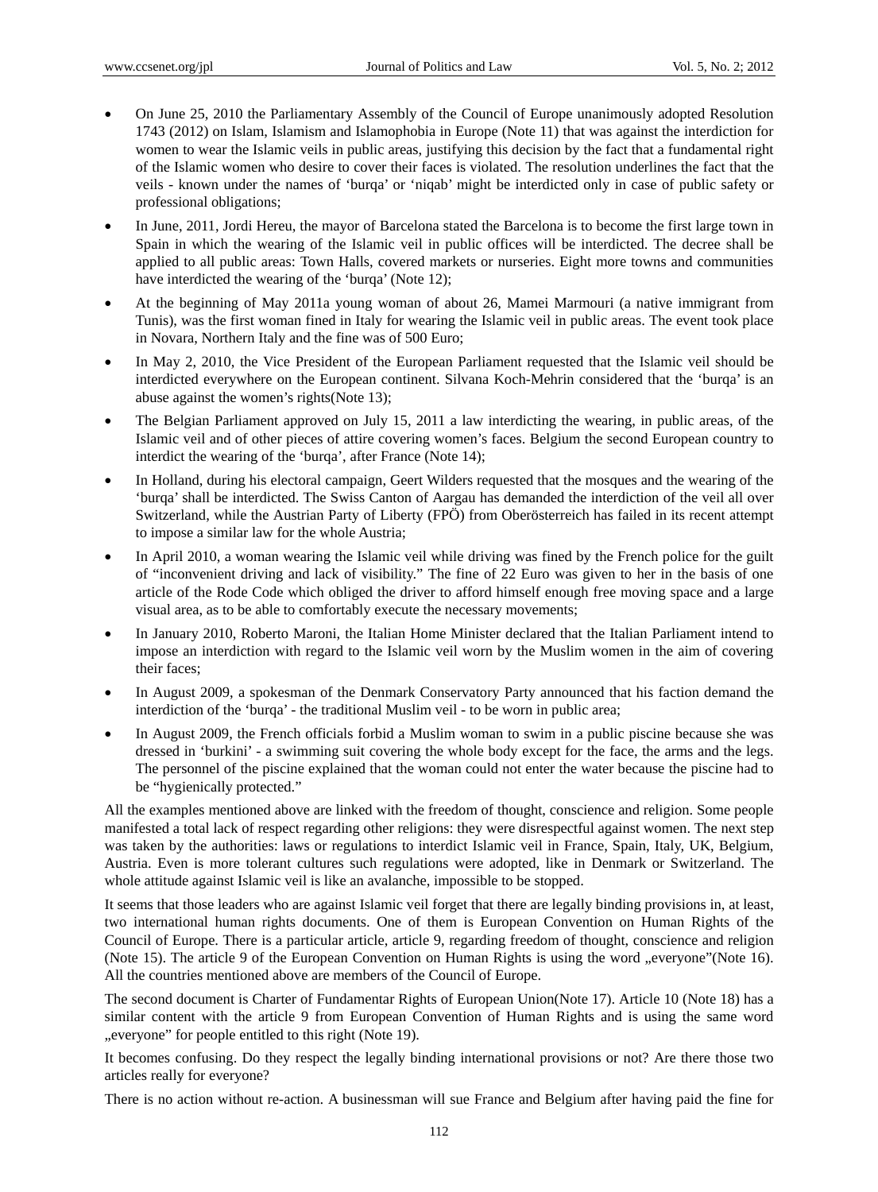- On June 25, 2010 the Parliamentary Assembly of the Council of Europe unanimously adopted Resolution 1743 (2012) on Islam, Islamism and Islamophobia in Europe (Note 11) that was against the interdiction for women to wear the Islamic veils in public areas, justifying this decision by the fact that a fundamental right of the Islamic women who desire to cover their faces is violated. The resolution underlines the fact that the veils - known under the names of 'burqa' or 'niqab' might be interdicted only in case of public safety or professional obligations;
- In June, 2011, Jordi Hereu, the mayor of Barcelona stated the Barcelona is to become the first large town in Spain in which the wearing of the Islamic veil in public offices will be interdicted. The decree shall be applied to all public areas: Town Halls, covered markets or nurseries. Eight more towns and communities have interdicted the wearing of the 'burqa' (Note 12);
- At the beginning of May 2011a young woman of about 26, Mamei Marmouri (a native immigrant from Tunis), was the first woman fined in Italy for wearing the Islamic veil in public areas. The event took place in Novara, Northern Italy and the fine was of 500 Euro;
- In May 2, 2010, the Vice President of the European Parliament requested that the Islamic veil should be interdicted everywhere on the European continent. Silvana Koch-Mehrin considered that the 'burqa' is an abuse against the women's rights(Note 13);
- The Belgian Parliament approved on July 15, 2011 a law interdicting the wearing, in public areas, of the Islamic veil and of other pieces of attire covering women's faces. Belgium the second European country to interdict the wearing of the 'burqa', after France (Note 14);
- In Holland, during his electoral campaign, Geert Wilders requested that the mosques and the wearing of the 'burqa' shall be interdicted. The Swiss Canton of Aargau has demanded the interdiction of the veil all over Switzerland, while the Austrian Party of Liberty (FPÖ) from Oberösterreich has failed in its recent attempt to impose a similar law for the whole Austria;
- In April 2010, a woman wearing the Islamic veil while driving was fined by the French police for the guilt of "inconvenient driving and lack of visibility." The fine of 22 Euro was given to her in the basis of one article of the Rode Code which obliged the driver to afford himself enough free moving space and a large visual area, as to be able to comfortably execute the necessary movements;
- In January 2010, Roberto Maroni, the Italian Home Minister declared that the Italian Parliament intend to impose an interdiction with regard to the Islamic veil worn by the Muslim women in the aim of covering their faces;
- In August 2009, a spokesman of the Denmark Conservatory Party announced that his faction demand the interdiction of the 'burqa' - the traditional Muslim veil - to be worn in public area;
- In August 2009, the French officials forbid a Muslim woman to swim in a public piscine because she was dressed in 'burkini' - a swimming suit covering the whole body except for the face, the arms and the legs. The personnel of the piscine explained that the woman could not enter the water because the piscine had to be "hygienically protected."

All the examples mentioned above are linked with the freedom of thought, conscience and religion. Some people manifested a total lack of respect regarding other religions: they were disrespectful against women. The next step was taken by the authorities: laws or regulations to interdict Islamic veil in France, Spain, Italy, UK, Belgium, Austria. Even is more tolerant cultures such regulations were adopted, like in Denmark or Switzerland. The whole attitude against Islamic veil is like an avalanche, impossible to be stopped.

It seems that those leaders who are against Islamic veil forget that there are legally binding provisions in, at least, two international human rights documents. One of them is European Convention on Human Rights of the Council of Europe. There is a particular article, article 9, regarding freedom of thought, conscience and religion (Note 15). The article 9 of the European Convention on Human Rights is using the word „everyone"(Note 16). All the countries mentioned above are members of the Council of Europe.

The second document is Charter of Fundamentar Rights of European Union(Note 17). Article 10 (Note 18) has a similar content with the article 9 from European Convention of Human Rights and is using the same word „everyone" for people entitled to this right (Note 19).

It becomes confusing. Do they respect the legally binding international provisions or not? Are there those two articles really for everyone?

There is no action without re-action. A businessman will sue France and Belgium after having paid the fine for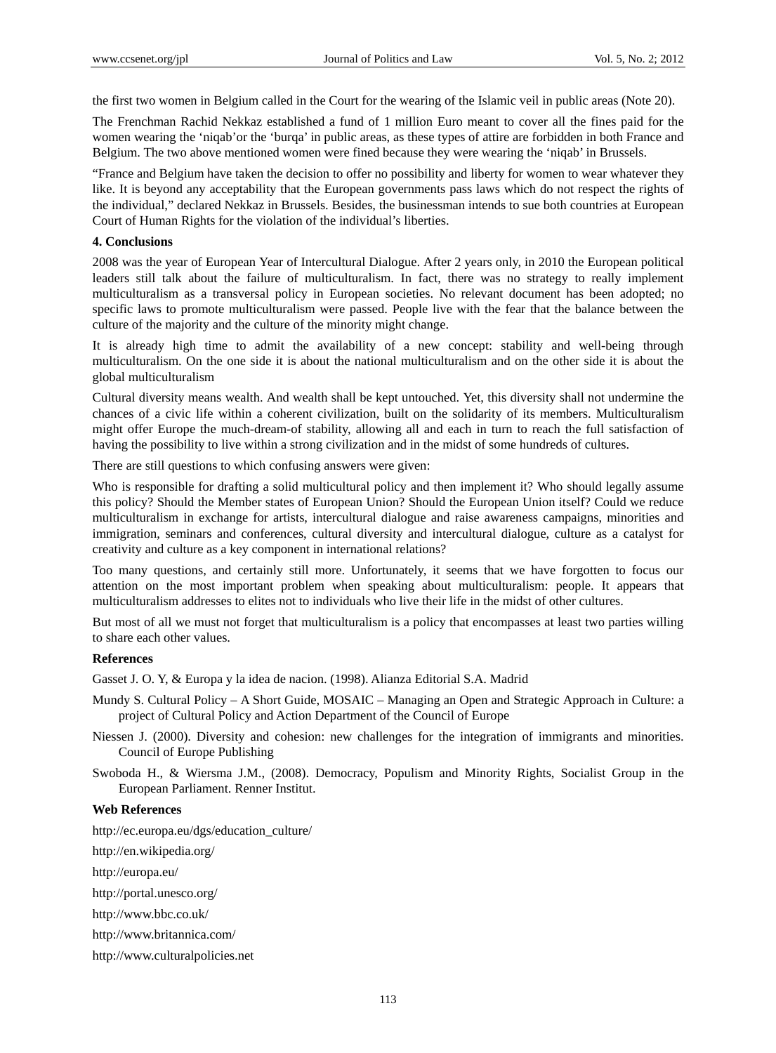the first two women in Belgium called in the Court for the wearing of the Islamic veil in public areas (Note 20).

The Frenchman Rachid Nekkaz established a fund of 1 million Euro meant to cover all the fines paid for the women wearing the 'niqab'or the 'burqa' in public areas, as these types of attire are forbidden in both France and Belgium. The two above mentioned women were fined because they were wearing the 'niqab' in Brussels.

"France and Belgium have taken the decision to offer no possibility and liberty for women to wear whatever they like. It is beyond any acceptability that the European governments pass laws which do not respect the rights of the individual," declared Nekkaz in Brussels. Besides, the businessman intends to sue both countries at European Court of Human Rights for the violation of the individual's liberties.

## 4. Conclusions

2008 was the year of European Year of Intercultural Dialogue. After 2 years only, in 2010 the European political leaders still talk about the failure of multiculturalism. In fact, there was no strategy to really implement multiculturalism as a transversal policy in European societies. No relevant document has been adopted; no specific laws to promote multiculturalism were passed. People live with the fear that the balance between the culture of the majority and the culture of the minority might change.

It is already high time to admit the availability of a new concept: stability and well-being through multiculturalism. On the one side it is about the national multiculturalism and on the other side it is about the global multiculturalism

Cultural diversity means wealth. And wealth shall be kept untouched. Yet, this diversity shall not undermine the chances of a civic life within a coherent civilization, built on the solidarity of its members. Multiculturalism might offer Europe the much-dream-of stability, allowing all and each in turn to reach the full satisfaction of having the possibility to live within a strong civilization and in the midst of some hundreds of cultures.

There are still questions to which confusing answers were given:

Who is responsible for drafting a solid multicultural policy and then implement it? Who should legally assume this policy? Should the Member states of European Union? Should the European Union itself? Could we reduce multiculturalism in exchange for artists, intercultural dialogue and raise awareness campaigns, minorities and immigration, seminars and conferences, cultural diversity and intercultural dialogue, culture as a catalyst for creativity and culture as a key component in international relations?

Too many questions, and certainly still more. Unfortunately, it seems that we have forgotten to focus our attention on the most important problem when speaking about multiculturalism: people. It appears that multiculturalism addresses to elites not to individuals who live their life in the midst of other cultures.

But most of all we must not forget that multiculturalism is a policy that encompasses at least two parties willing to share each other values.

## References

Gasset J. O. Y, & Europa y la idea de nacion. (1998). Alianza Editorial S.A. Madrid

Mundy S. Cultural Policy – A Short Guide, MOSAIC – Managing an Open and Strategic Approach in Culture: a project of Cultural Policy and Action Department of the Council of Europe

Niessen J. (2000). Diversity and cohesion: new challenges for the integration of immigrants and minorities. Council of Europe Publishing

Swoboda H., & Wiersma J.M., (2008). Democracy, Populism and Minority Rights, Socialist Group in the European Parliament. Renner Institut.

## Web References

http://ec.europa.eu/dgs/education_culture/

http://en.wikipedia.org/

http://europa.eu/

http://portal.unesco.org/

http://www.bbc.co.uk/

http://www.britannica.com/

http://www.culturalpolicies.net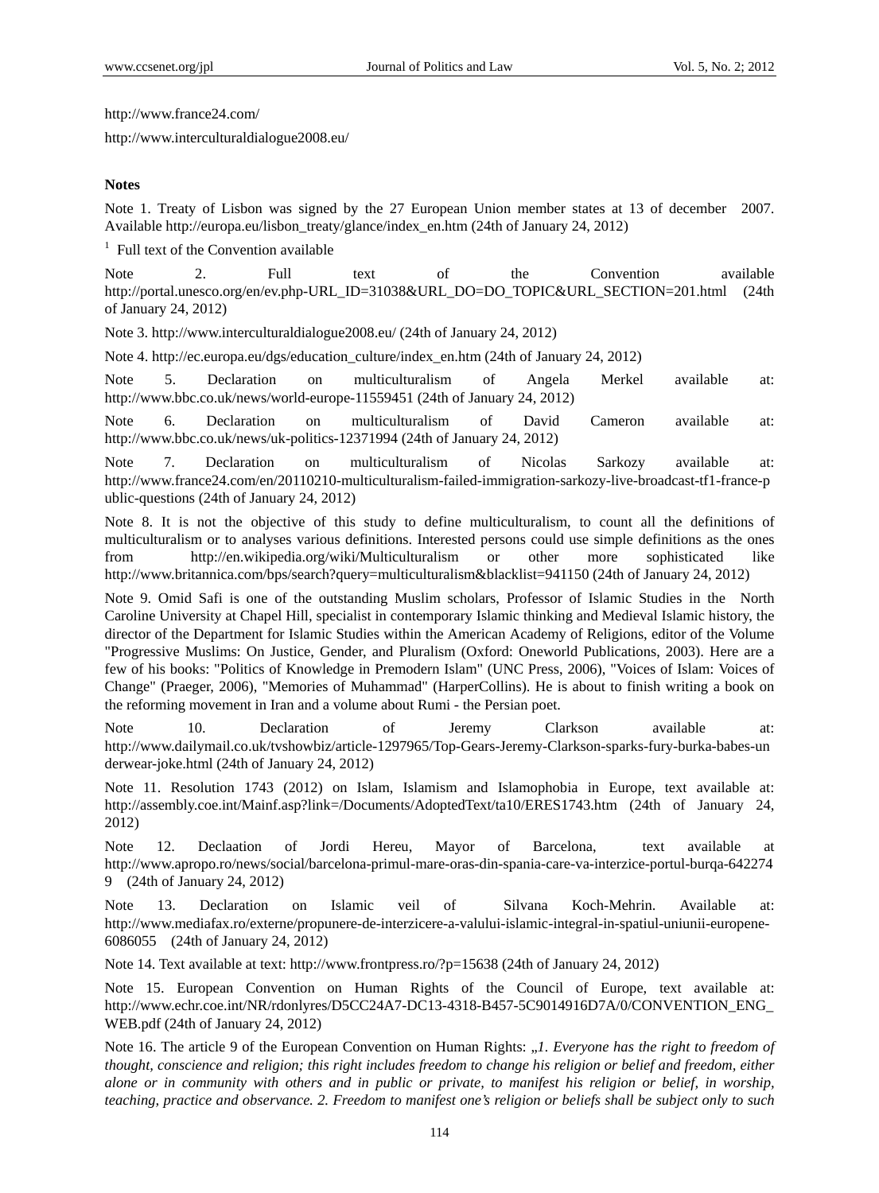http://www.france24.com/

http://www.interculturaldialogue2008.eu/

**Notes**

Note 1. Treaty of Lisbon was signed by the 27 European Union member states at 13 of december 2007. Available http://europa.eu/lisbon_treaty/glance/index_en.htm (24th of January 24, 2012)

[1] Full text of the Convention available

Note 2. Full text of the Convention available http://portal.unesco.org/en/ev.php-URL_ID=31038&URL_DO=DO_TOPIC&URL_SECTION=201.html (24th of January 24, 2012)

Note 3. http://www.interculturaldialogue2008.eu/ (24th of January 24, 2012)

Note 4. http://ec.europa.eu/dgs/education_culture/index_en.htm (24th of January 24, 2012)

Note 5. Declaration on multiculturalism of Angela Merkel available at: http://www.bbc.co.uk/news/world-europe-11559451 (24th of January 24, 2012)

Note 6. Declaration on multiculturalism of David Cameron available at: http://www.bbc.co.uk/news/uk-politics-12371994 (24th of January 24, 2012)

Note 7. Declaration on multiculturalism of Nicolas Sarkozy available at: http://www.france24.com/en/20110210-multiculturalism-failed-immigration-sarkozy-live-broadcast-tf1-france-public-questions (24th of January 24, 2012)

Note 8. It is not the objective of this study to define multiculturalism, to count all the definitions of multiculturalism or to analyses various definitions. Interested persons could use simple definitions as the ones from http://en.wikipedia.org/wiki/Multiculturalism or other more sophisticated like http://www.britannica.com/bps/search?query=multiculturalism&blacklist=941150 (24th of January 24, 2012)

Note 9. Omid Safi is one of the outstanding Muslim scholars, Professor of Islamic Studies in the North Caroline University at Chapel Hill, specialist in contemporary Islamic thinking and Medieval Islamic history, the director of the Department for Islamic Studies within the American Academy of Religions, editor of the Volume "Progressive Muslims: On Justice, Gender, and Pluralism (Oxford: Oneworld Publications, 2003). Here are a few of his books: "Politics of Knowledge in Premodern Islam" (UNC Press, 2006), "Voices of Islam: Voices of Change" (Praeger, 2006), "Memories of Muhammad" (HarperCollins). He is about to finish writing a book on the reforming movement in Iran and a volume about Rumi - the Persian poet.

Note 10. Declaration of Jeremy Clarkson available at: http://www.dailymail.co.uk/tvshowbiz/article-1297965/Top-Gears-Jeremy-Clarkson-sparks-fury-burka-babes-underwear-joke.html (24th of January 24, 2012)

Note 11. Resolution 1743 (2012) on Islam, Islamism and Islamophobia in Europe, text available at: http://assembly.coe.int/Mainf.asp?link=/Documents/AdoptedText/ta10/ERES1743.htm (24th of January 24, 2012)

Note 12. Declaation of Jordi Hereu, Mayor of Barcelona, text available at http://www.apropo.ro/news/social/barcelona-primul-mare-oras-din-spania-care-va-interzice-portul-burqa-6422749 (24th of January 24, 2012)

Note 13. Declaration on Islamic veil of Silvana Koch-Mehrin. Available at: http://www.mediafax.ro/externe/propunere-de-interzicere-a-valului-islamic-integral-in-spatiul-uniunii-europene-6086055 (24th of January 24, 2012)

Note 14. Text available at text: http://www.frontpress.ro/?p=15638 (24th of January 24, 2012)

Note 15. European Convention on Human Rights of the Council of Europe, text available at: http://www.echr.coe.int/NR/rdonlyres/D5CC24A7-DC13-4318-B457-5C9014916D7A/0/CONVENTION_ENG_WEB.pdf (24th of January 24, 2012)

Note 16. The article 9 of the European Convention on Human Rights: „*1. Everyone has the right to freedom of thought, conscience and religion; this right includes freedom to change his religion or belief and freedom, either alone or in community with others and in public or private, to manifest his religion or belief, in worship, teaching, practice and observance. 2. Freedom to manifest one's religion or beliefs shall be subject only to such*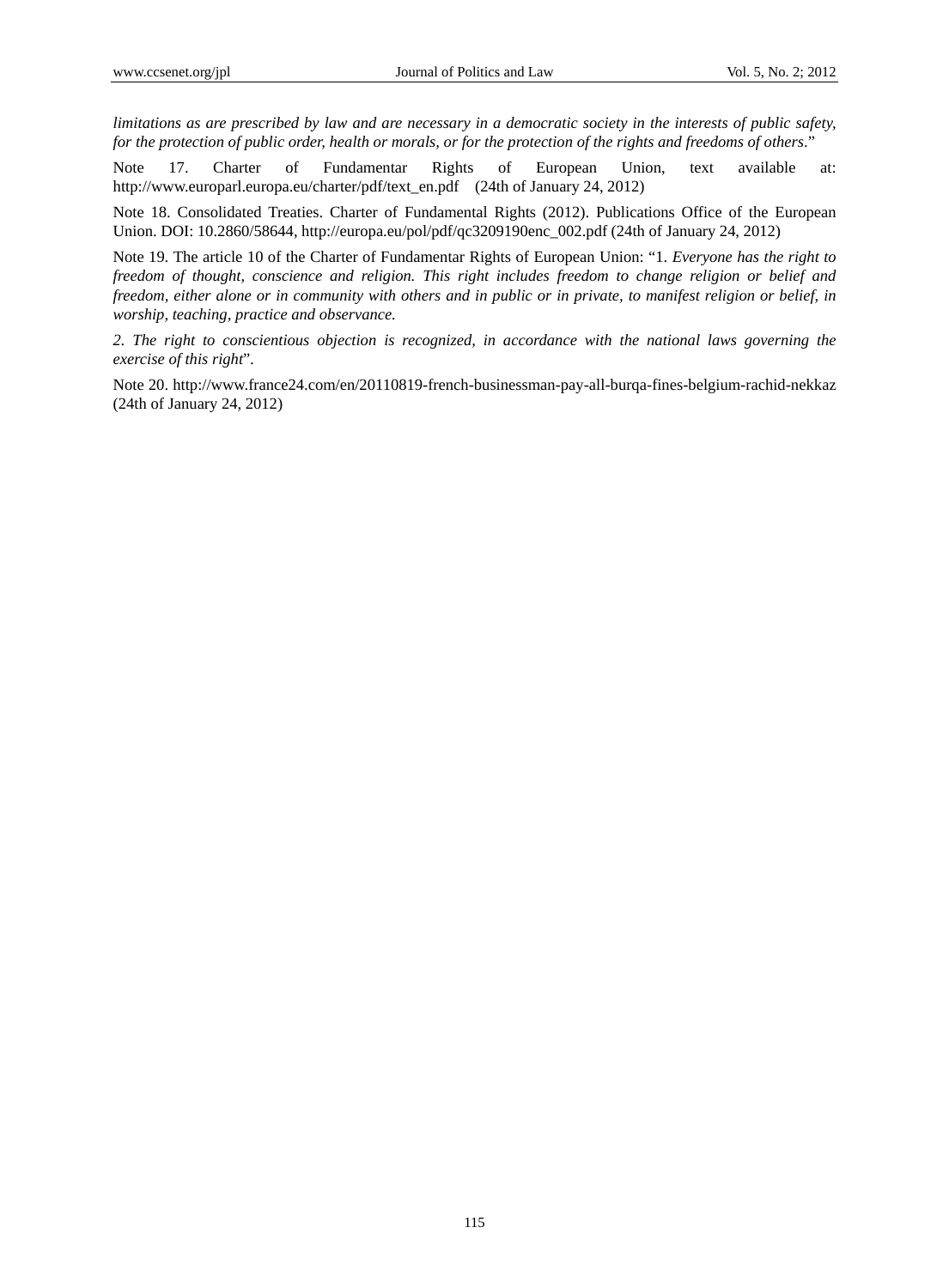*limitations as are prescribed by law and are necessary in a democratic society in the interests of public safety, for the protection of public order, health or morals, or for the protection of the rights and freedoms of others*."

Note 17. Charter of Fundamentar Rights of European Union, text available at: http://www.europarl.europa.eu/charter/pdf/text_en.pdf (24th of January 24, 2012)

Note 18. Consolidated Treaties. Charter of Fundamental Rights (2012). Publications Office of the European Union. DOI: 10.2860/58644, http://europa.eu/pol/pdf/qc3209190enc_002.pdf (24th of January 24, 2012)

Note 19. The article 10 of the Charter of Fundamentar Rights of European Union: "1. *Everyone has the right to freedom of thought, conscience and religion. This right includes freedom to change religion or belief and freedom, either alone or in community with others and in public or in private, to manifest religion or belief, in worship, teaching, practice and observance.*

*2. The right to conscientious objection is recognized, in accordance with the national laws governing the exercise of this right*".

Note 20. http://www.france24.com/en/20110819-french-businessman-pay-all-burqa-fines-belgium-rachid-nekkaz (24th of January 24, 2012)